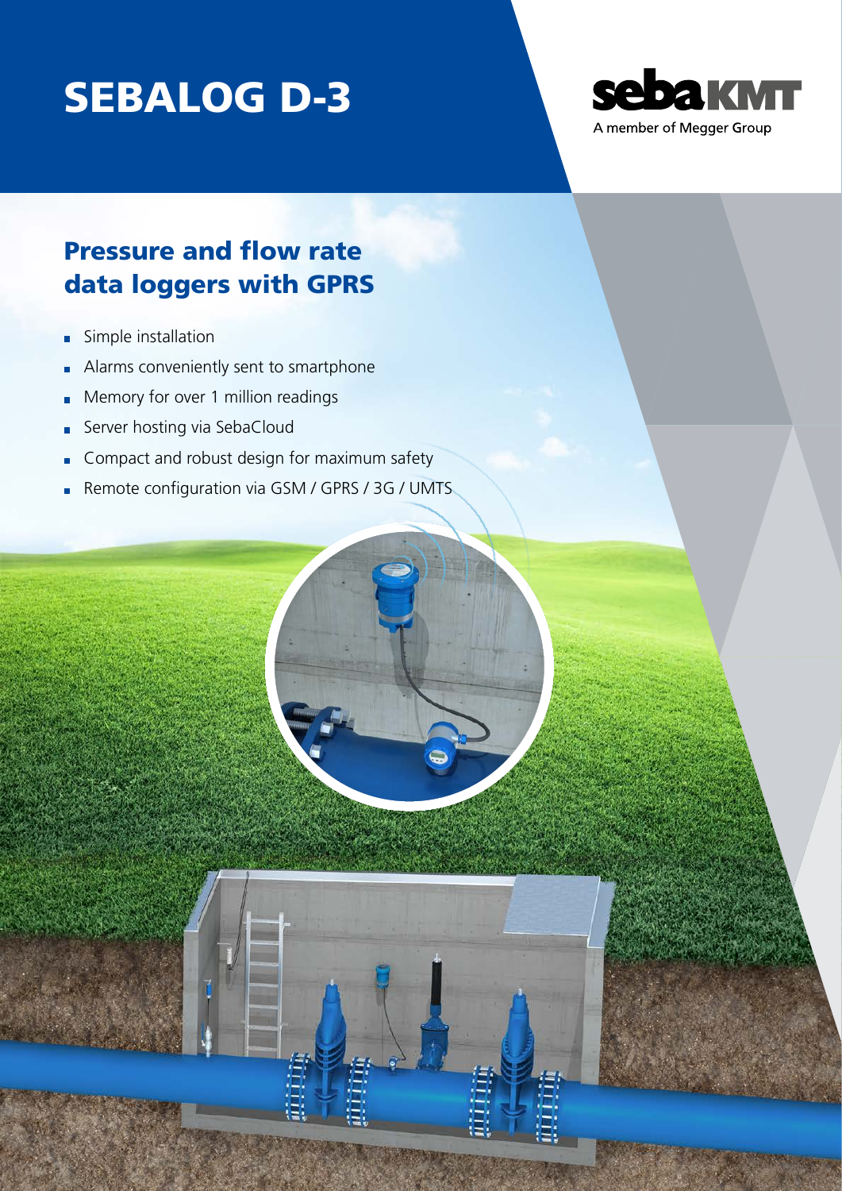# SEBALOG D-3

sebaKMT
A member of Megger Group

## Pressure and flow rate data loggers with GPRS

- Simple installation
- Alarms conveniently sent to smartphone
- Memory for over 1 million readings
- Server hosting via SebaCloud
- Compact and robust design for maximum safety
- Remote configuration via GSM / GPRS / 3G / UMTS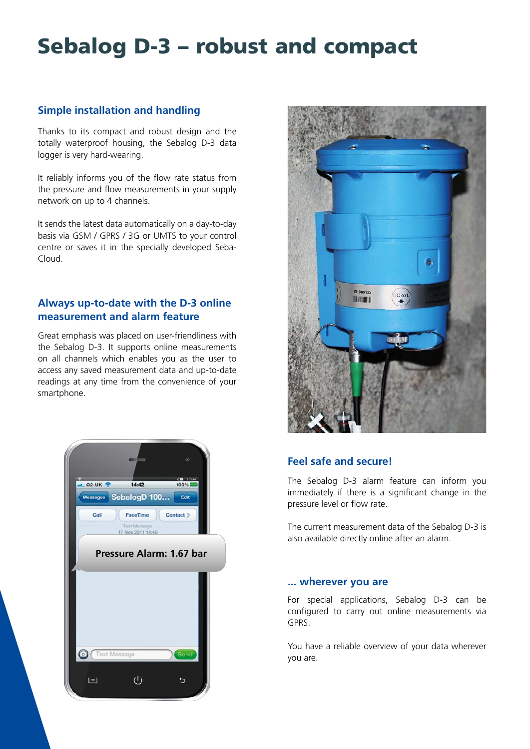# Sebalog D-3 – robust and compact

## Simple installation and handling

Thanks to its compact and robust design and the totally waterproof housing, the Sebalog D-3 data logger is very hard-wearing.

It reliably informs you of the flow rate status from the pressure and flow measurements in your supply network on up to 4 channels.

It sends the latest data automatically on a day-to-day basis via GSM / GPRS / 3G or UMTS to your control centre or saves it in the specially developed Seba-Cloud.

## Always up-to-date with the D-3 online measurement and alarm feature

Great emphasis was placed on user-friendliness with the Sebalog D-3. It supports online measurements on all channels which enables you as the user to access any saved measurement data and up-to-date readings at any time from the convenience of your smartphone.

## Feel safe and secure!

The Sebalog D-3 alarm feature can inform you immediately if there is a significant change in the pressure level or flow rate.

The current measurement data of the Sebalog D-3 is also available directly online after an alarm.

## ... wherever you are

For special applications, Sebalog D-3 can be configured to carry out online measurements via GPRS.

You have a reliable overview of your data wherever you are.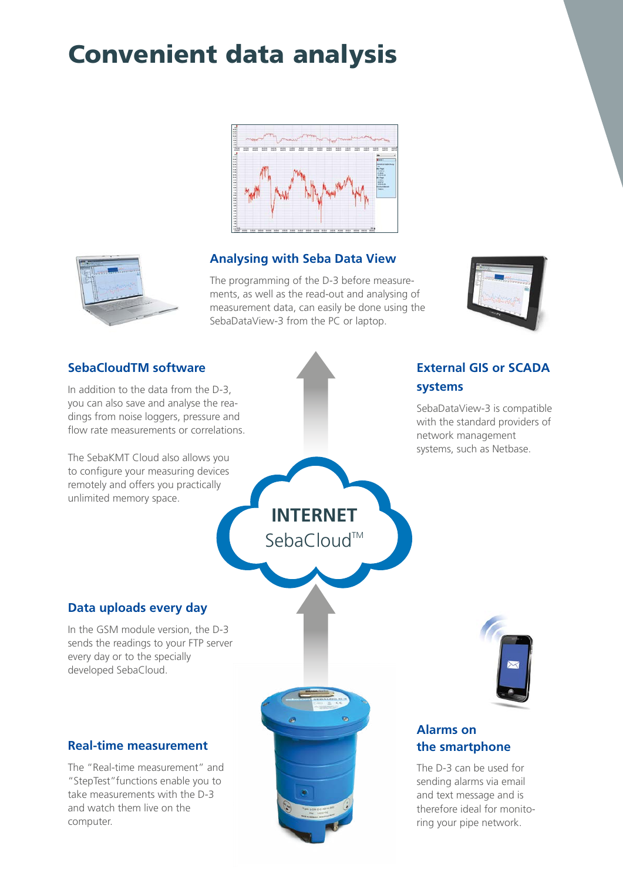# Convenient data analysis

## Analysing with Seba Data View

The programming of the D-3 before measurements, as well as the read-out and analysing of measurement data, can easily be done using the SebaDataView-3 from the PC or laptop.

## SebaCloudTM software

In addition to the data from the D-3, you can also save and analyse the readings from noise loggers, pressure and flow rate measurements or correlations.

The SebaKMT Cloud also allows you to configure your measuring devices remotely and offers you practically unlimited memory space.

## External GIS or SCADA systems

SebaDataView-3 is compatible with the standard providers of network management systems, such as Netbase.

**INTERNET**
SebaCloud™

## Data uploads every day

In the GSM module version, the D-3 sends the readings to your FTP server every day or to the specially developed SebaCloud.

## Real-time measurement

The "Real-time measurement" and "StepTest" functions enable you to take measurements with the D-3 and watch them live on the computer.

## Alarms on the smartphone

The D-3 can be used for sending alarms via email and text message and is therefore ideal for monitoring your pipe network.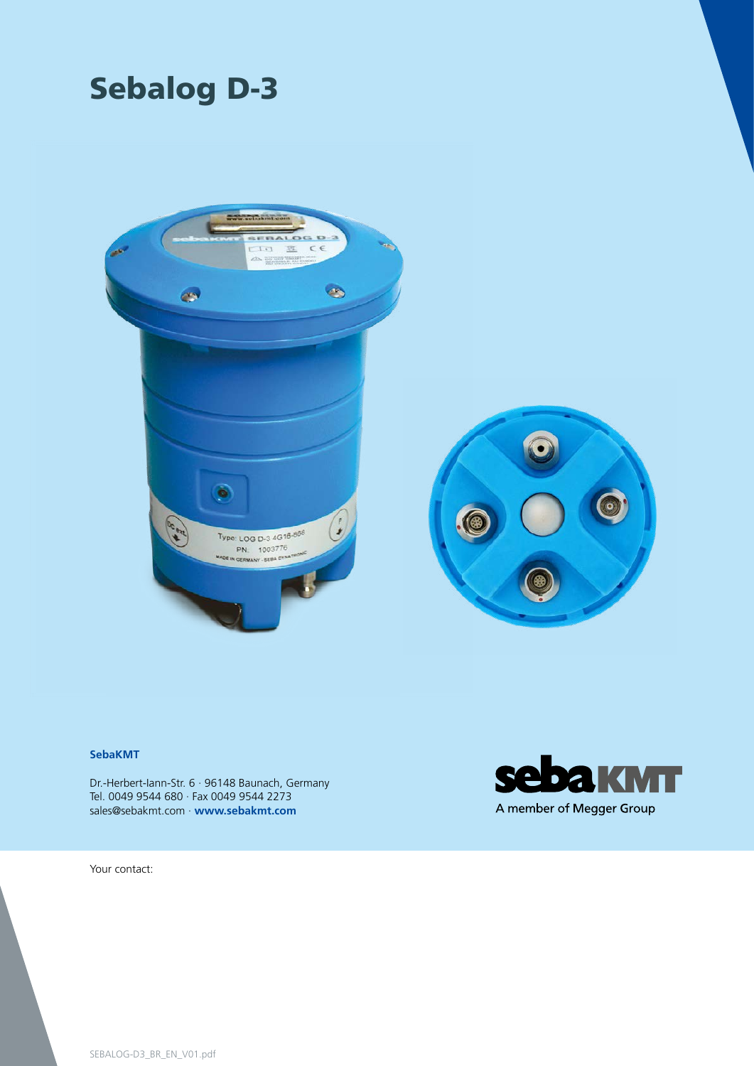# Sebalog D-3

**SebaKMT**

Dr.-Herbert-Iann-Str. 6 · 96148 Baunach, Germany
Tel. 0049 9544 680 · Fax 0049 9544 2273
sales@sebakmt.com · **www.sebakmt.com**

A member of Megger Group

Your contact:

SEBALOG-D3_BR_EN_V01.pdf